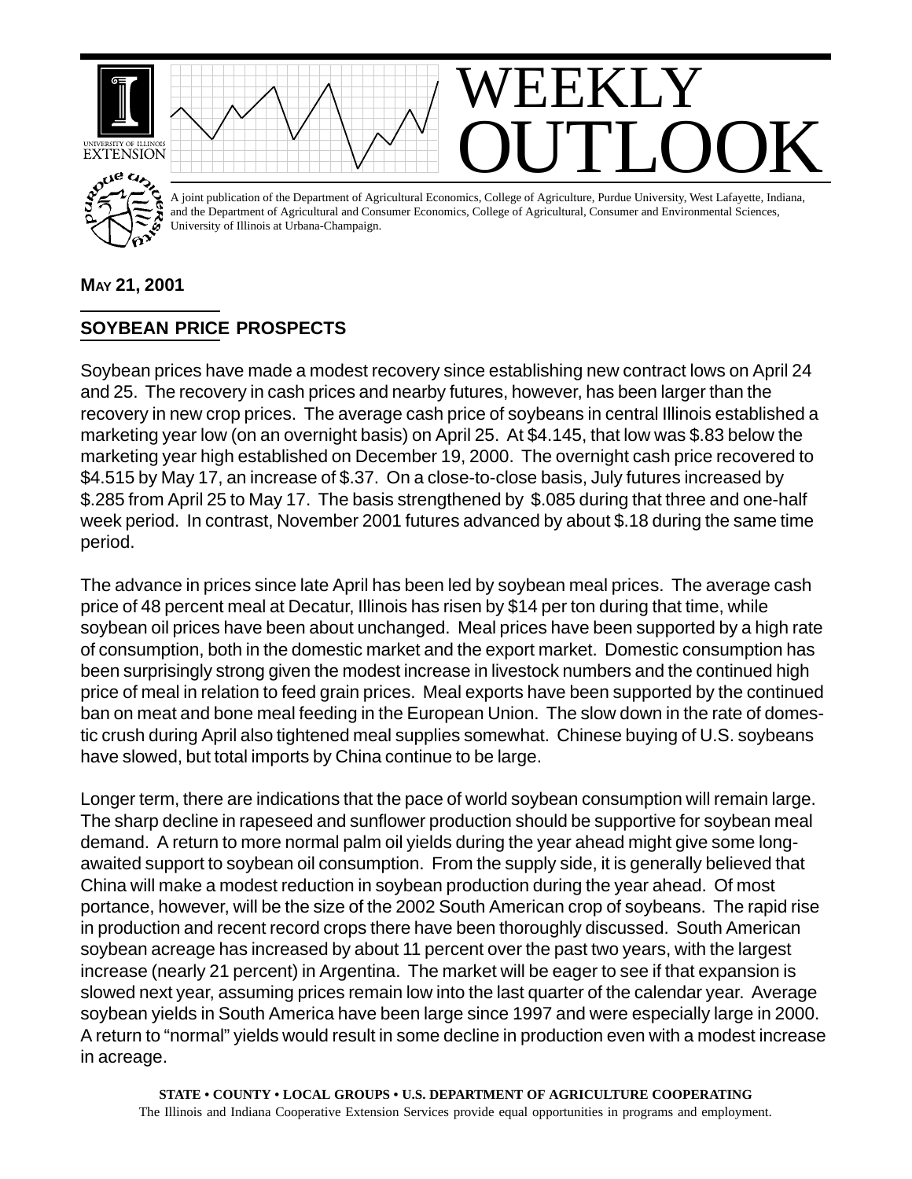# WEEKLY OUTLOOK

A joint publication of the Department of Agricultural Economics, College of Agriculture, Purdue University, West Lafayette, Indiana, and the Department of Agricultural and Consumer Economics, College of Agricultural, Consumer and Environmental Sciences, University of Illinois at Urbana-Champaign.

**MAY 21, 2001**

## SOYBEAN PRICE PROSPECTS

Soybean prices have made a modest recovery since establishing new contract lows on April 24 and 25. The recovery in cash prices and nearby futures, however, has been larger than the recovery in new crop prices. The average cash price of soybeans in central Illinois established a marketing year low (on an overnight basis) on April 25. At $4.145, that low was $.83 below the marketing year high established on December 19, 2000. The overnight cash price recovered to $4.515 by May 17, an increase of $.37. On a close-to-close basis, July futures increased by $.285 from April 25 to May 17. The basis strengthened by $.085 during that three and one-half week period. In contrast, November 2001 futures advanced by about $.18 during the same time period.

The advance in prices since late April has been led by soybean meal prices. The average cash price of 48 percent meal at Decatur, Illinois has risen by $14 per ton during that time, while soybean oil prices have been about unchanged. Meal prices have been supported by a high rate of consumption, both in the domestic market and the export market. Domestic consumption has been surprisingly strong given the modest increase in livestock numbers and the continued high price of meal in relation to feed grain prices. Meal exports have been supported by the continued ban on meat and bone meal feeding in the European Union. The slow down in the rate of domestic crush during April also tightened meal supplies somewhat. Chinese buying of U.S. soybeans have slowed, but total imports by China continue to be large.

Longer term, there are indications that the pace of world soybean consumption will remain large. The sharp decline in rapeseed and sunflower production should be supportive for soybean meal demand. A return to more normal palm oil yields during the year ahead might give some long-awaited support to soybean oil consumption. From the supply side, it is generally believed that China will make a modest reduction in soybean production during the year ahead. Of most portance, however, will be the size of the 2002 South American crop of soybeans. The rapid rise in production and recent record crops there have been thoroughly discussed. South American soybean acreage has increased by about 11 percent over the past two years, with the largest increase (nearly 21 percent) in Argentina. The market will be eager to see if that expansion is slowed next year, assuming prices remain low into the last quarter of the calendar year. Average soybean yields in South America have been large since 1997 and were especially large in 2000. A return to "normal" yields would result in some decline in production even with a modest increase in acreage.

**STATE • COUNTY • LOCAL GROUPS • U.S. DEPARTMENT OF AGRICULTURE COOPERATING**
The Illinois and Indiana Cooperative Extension Services provide equal opportunities in programs and employment.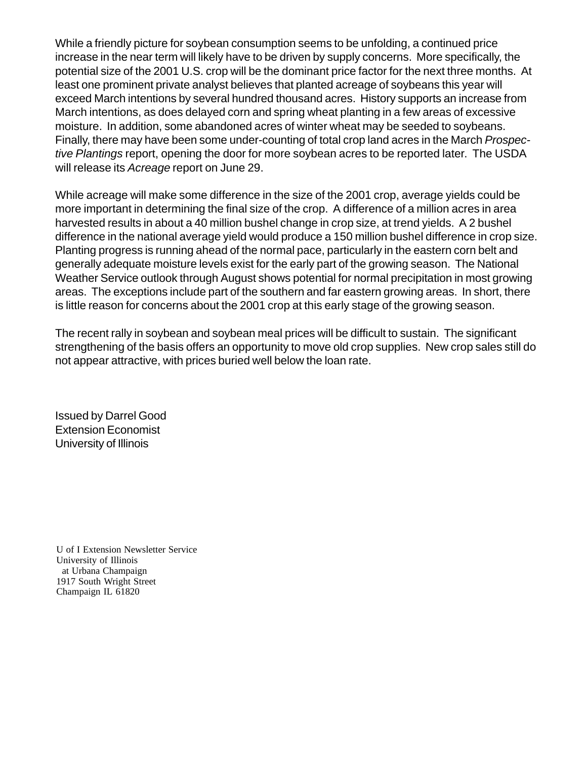While a friendly picture for soybean consumption seems to be unfolding, a continued price increase in the near term will likely have to be driven by supply concerns. More specifically, the potential size of the 2001 U.S. crop will be the dominant price factor for the next three months. At least one prominent private analyst believes that planted acreage of soybeans this year will exceed March intentions by several hundred thousand acres. History supports an increase from March intentions, as does delayed corn and spring wheat planting in a few areas of excessive moisture. In addition, some abandoned acres of winter wheat may be seeded to soybeans. Finally, there may have been some under-counting of total crop land acres in the March *Prospective Plantings* report, opening the door for more soybean acres to be reported later. The USDA will release its *Acreage* report on June 29.

While acreage will make some difference in the size of the 2001 crop, average yields could be more important in determining the final size of the crop. A difference of a million acres in area harvested results in about a 40 million bushel change in crop size, at trend yields. A 2 bushel difference in the national average yield would produce a 150 million bushel difference in crop size. Planting progress is running ahead of the normal pace, particularly in the eastern corn belt and generally adequate moisture levels exist for the early part of the growing season. The National Weather Service outlook through August shows potential for normal precipitation in most growing areas. The exceptions include part of the southern and far eastern growing areas. In short, there is little reason for concerns about the 2001 crop at this early stage of the growing season.

The recent rally in soybean and soybean meal prices will be difficult to sustain. The significant strengthening of the basis offers an opportunity to move old crop supplies. New crop sales still do not appear attractive, with prices buried well below the loan rate.

Issued by Darrel Good
Extension Economist
University of Illinois

U of I Extension Newsletter Service
University of Illinois
at Urbana Champaign
1917 South Wright Street
Champaign IL 61820